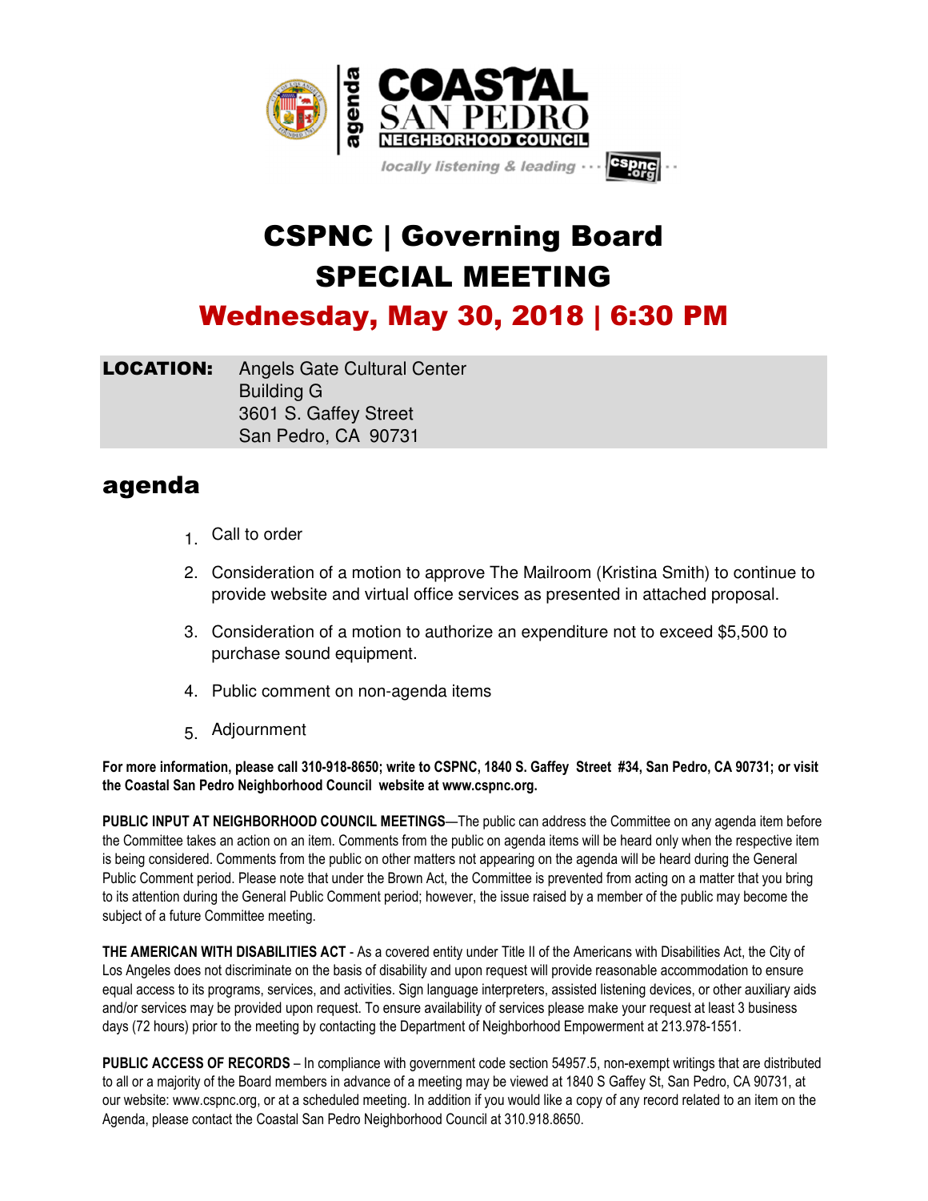agenda

# COASTAL SAN PEDRO NEIGHBORHOOD COUNCIL

locally listening & leading ··· cspnc.org ··

# CSPNC | Governing Board SPECIAL MEETING

## Wednesday, May 30, 2018 | 6:30 PM

**LOCATION:** Angels Gate Cultural Center
Building G
3601 S. Gaffey Street
San Pedro, CA 90731

## agenda

1. Call to order
2. Consideration of a motion to approve The Mailroom (Kristina Smith) to continue to provide website and virtual office services as presented in attached proposal.
3. Consideration of a motion to authorize an expenditure not to exceed $5,500 to purchase sound equipment.
4. Public comment on non-agenda items
5. Adjournment

**For more information, please call 310-918-8650; write to CSPNC, 1840 S. Gaffey Street #34, San Pedro, CA 90731; or visit the Coastal San Pedro Neighborhood Council website at www.cspnc.org.**

**PUBLIC INPUT AT NEIGHBORHOOD COUNCIL MEETINGS**—The public can address the Committee on any agenda item before the Committee takes an action on an item. Comments from the public on agenda items will be heard only when the respective item is being considered. Comments from the public on other matters not appearing on the agenda will be heard during the General Public Comment period. Please note that under the Brown Act, the Committee is prevented from acting on a matter that you bring to its attention during the General Public Comment period; however, the issue raised by a member of the public may become the subject of a future Committee meeting.

**THE AMERICAN WITH DISABILITIES ACT** - As a covered entity under Title II of the Americans with Disabilities Act, the City of Los Angeles does not discriminate on the basis of disability and upon request will provide reasonable accommodation to ensure equal access to its programs, services, and activities. Sign language interpreters, assisted listening devices, or other auxiliary aids and/or services may be provided upon request. To ensure availability of services please make your request at least 3 business days (72 hours) prior to the meeting by contacting the Department of Neighborhood Empowerment at 213.978-1551.

**PUBLIC ACCESS OF RECORDS** – In compliance with government code section 54957.5, non-exempt writings that are distributed to all or a majority of the Board members in advance of a meeting may be viewed at 1840 S Gaffey St, San Pedro, CA 90731, at our website: www.cspnc.org, or at a scheduled meeting. In addition if you would like a copy of any record related to an item on the Agenda, please contact the Coastal San Pedro Neighborhood Council at 310.918.8650.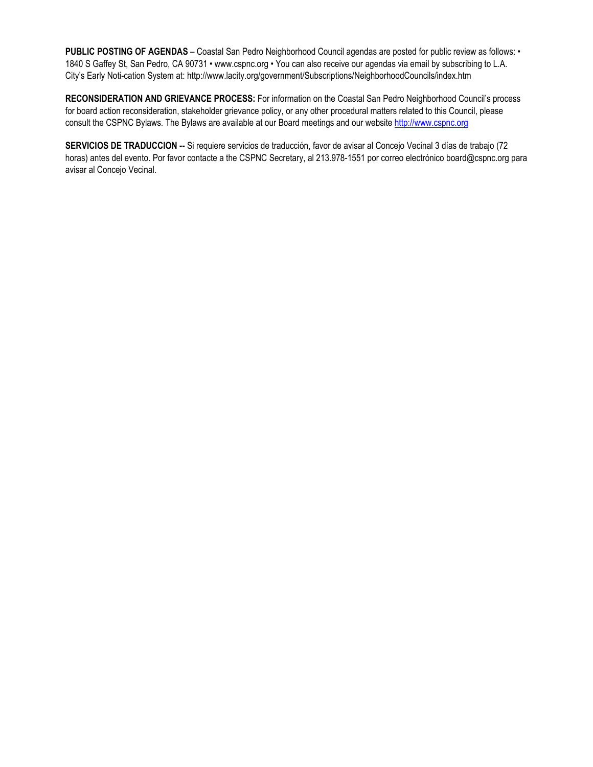**PUBLIC POSTING OF AGENDAS** – Coastal San Pedro Neighborhood Council agendas are posted for public review as follows: • 1840 S Gaffey St, San Pedro, CA 90731 • www.cspnc.org • You can also receive our agendas via email by subscribing to L.A. City's Early Noti-cation System at: http://www.lacity.org/government/Subscriptions/NeighborhoodCouncils/index.htm

**RECONSIDERATION AND GRIEVANCE PROCESS:** For information on the Coastal San Pedro Neighborhood Council's process for board action reconsideration, stakeholder grievance policy, or any other procedural matters related to this Council, please consult the CSPNC Bylaws. The Bylaws are available at our Board meetings and our website http://www.cspnc.org

**SERVICIOS DE TRADUCCION --** Si requiere servicios de traducción, favor de avisar al Concejo Vecinal 3 días de trabajo (72 horas) antes del evento. Por favor contacte a the CSPNC Secretary, al 213.978-1551 por correo electrónico board@cspnc.org para avisar al Concejo Vecinal.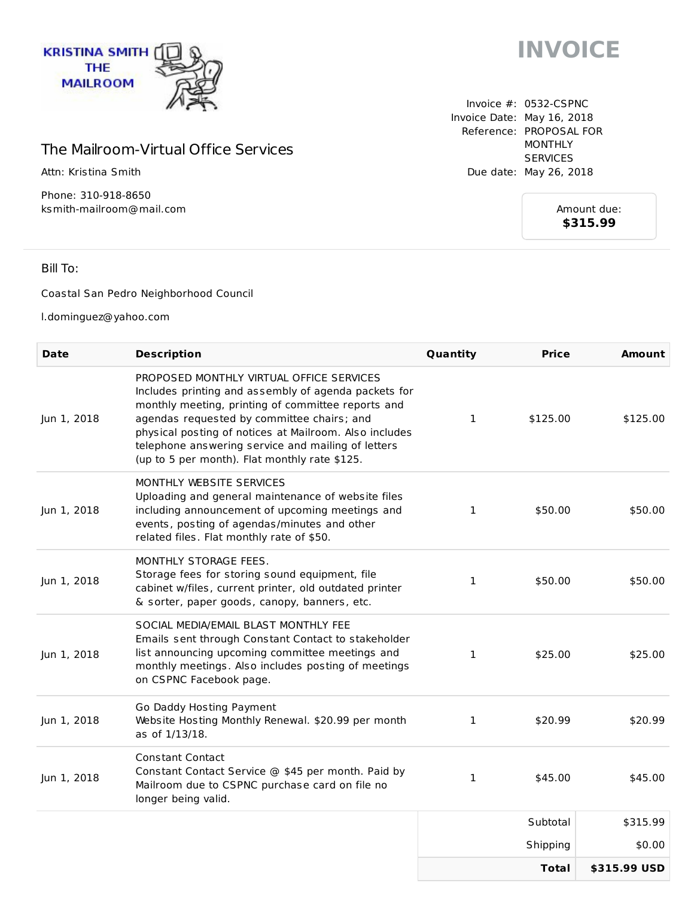KRISTINA SMITH
THE
MAILROOM

# INVOICE

| | |
|---|---|
| Invoice #: | 0532-CSPNC |
| Invoice Date: | May 16, 2018 |
| Reference: | PROPOSAL FOR MONTHLY SERVICES |
| Due date: | May 26, 2018 |

## The Mailroom-Virtual Office Services

Attn: Kristina Smith

Phone: 310-918-8650
ksmith-mailroom@mail.com

Amount due:
**$315.99**

Bill To:

Coastal San Pedro Neighborhood Council

l.dominguez@yahoo.com

| Date | Description | Quantity | Price | Amount |
|---|---|---|---|---|
| Jun 1, 2018 | PROPOSED MONTHLY VIRTUAL OFFICE SERVICES Includes printing and assembly of agenda packets for monthly meeting, printing of committee reports and agendas requested by committee chairs; and physical posting of notices at Mailroom. Also includes telephone answering service and mailing of letters (up to 5 per month). Flat monthly rate $125. | 1 | $125.00 | $125.00 |
| Jun 1, 2018 | MONTHLY WEBSITE SERVICES Uploading and general maintenance of website files including announcement of upcoming meetings and events, posting of agendas/minutes and other related files. Flat monthly rate of $50. | 1 | $50.00 | $50.00 |
| Jun 1, 2018 | MONTHLY STORAGE FEES. Storage fees for storing sound equipment, file cabinet w/files, current printer, old outdated printer & sorter, paper goods, canopy, banners, etc. | 1 | $50.00 | $50.00 |
| Jun 1, 2018 | SOCIAL MEDIA/EMAIL BLAST MONTHLY FEE Emails sent through Constant Contact to stakeholder list announcing upcoming committee meetings and monthly meetings. Also includes posting of meetings on CSPNC Facebook page. | 1 | $25.00 | $25.00 |
| Jun 1, 2018 | Go Daddy Hosting Payment Website Hosting Monthly Renewal. $20.99 per month as of 1/13/18. | 1 | $20.99 | $20.99 |
| Jun 1, 2018 | Constant Contact Constant Contact Service @ $45 per month. Paid by Mailroom due to CSPNC purchase card on file no longer being valid. | 1 | $45.00 | $45.00 |
| | | | Subtotal | $315.99 |
| | | | Shipping | $0.00 |
| | | | **Total** | **$315.99 USD** |